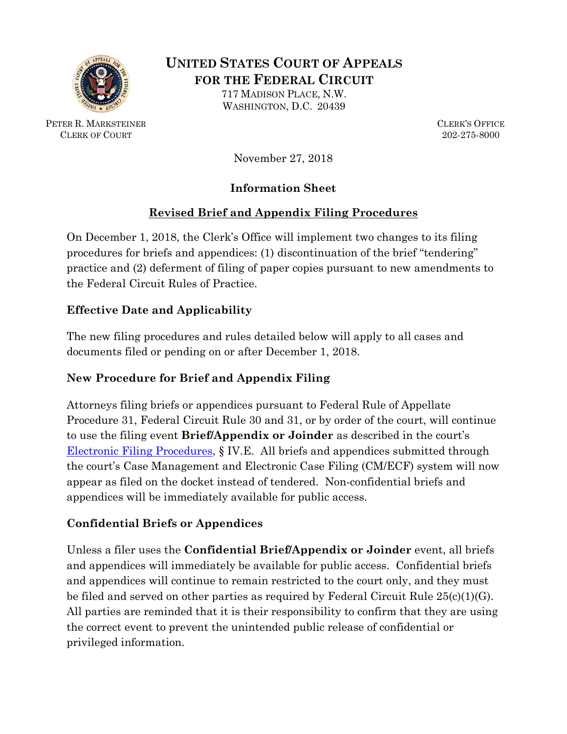**UNITED STATES COURT OF APPEALS**
**FOR THE FEDERAL CIRCUIT**
717 MADISON PLACE, N.W.
WASHINGTON, D.C. 20439

PETER R. MARKSTEINER
CLERK OF COURT

CLERK'S OFFICE
202-275-8000

November 27, 2018

## Information Sheet

## Revised Brief and Appendix Filing Procedures

On December 1, 2018, the Clerk's Office will implement two changes to its filing procedures for briefs and appendices: (1) discontinuation of the brief "tendering" practice and (2) deferment of filing of paper copies pursuant to new amendments to the Federal Circuit Rules of Practice.

### Effective Date and Applicability

The new filing procedures and rules detailed below will apply to all cases and documents filed or pending on or after December 1, 2018.

### New Procedure for Brief and Appendix Filing

Attorneys filing briefs or appendices pursuant to Federal Rule of Appellate Procedure 31, Federal Circuit Rule 30 and 31, or by order of the court, will continue to use the filing event **Brief/Appendix or Joinder** as described in the court's Electronic Filing Procedures, § IV.E. All briefs and appendices submitted through the court's Case Management and Electronic Case Filing (CM/ECF) system will now appear as filed on the docket instead of tendered. Non-confidential briefs and appendices will be immediately available for public access.

### Confidential Briefs or Appendices

Unless a filer uses the **Confidential Brief/Appendix or Joinder** event, all briefs and appendices will immediately be available for public access. Confidential briefs and appendices will continue to remain restricted to the court only, and they must be filed and served on other parties as required by Federal Circuit Rule 25(c)(1)(G). All parties are reminded that it is their responsibility to confirm that they are using the correct event to prevent the unintended public release of confidential or privileged information.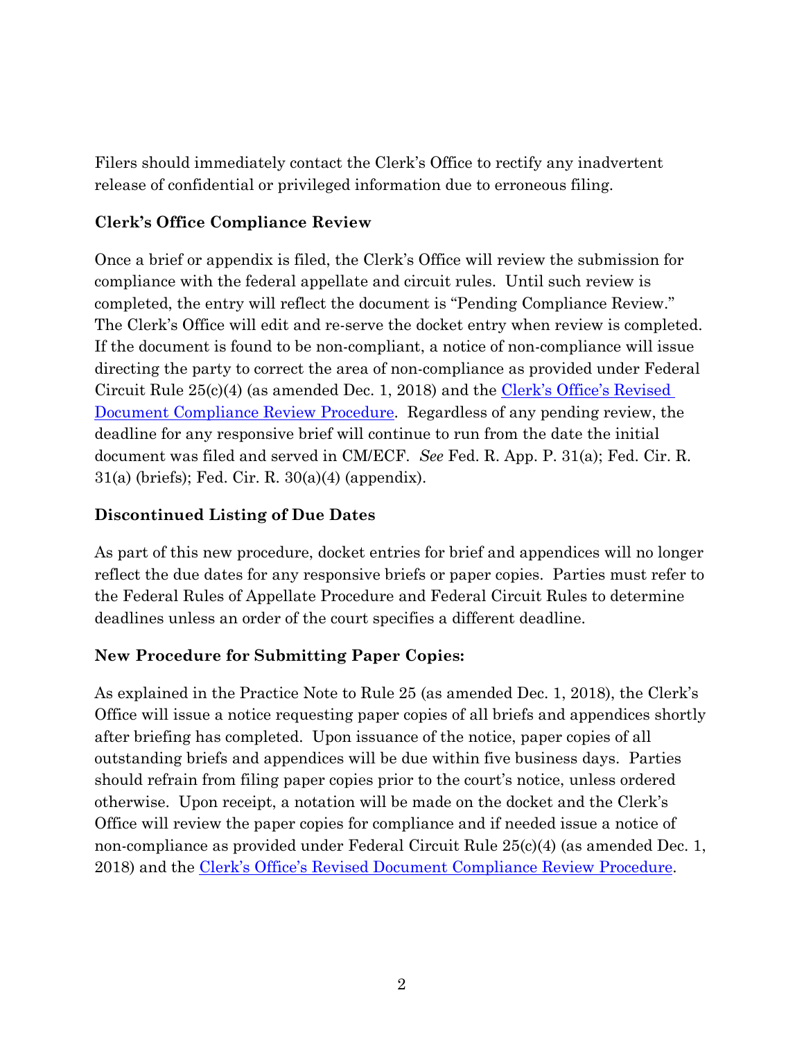Filers should immediately contact the Clerk's Office to rectify any inadvertent release of confidential or privileged information due to erroneous filing.

**Clerk's Office Compliance Review**

Once a brief or appendix is filed, the Clerk's Office will review the submission for compliance with the federal appellate and circuit rules. Until such review is completed, the entry will reflect the document is "Pending Compliance Review." The Clerk's Office will edit and re-serve the docket entry when review is completed. If the document is found to be non-compliant, a notice of non-compliance will issue directing the party to correct the area of non-compliance as provided under Federal Circuit Rule 25(c)(4) (as amended Dec. 1, 2018) and the Clerk's Office's Revised Document Compliance Review Procedure. Regardless of any pending review, the deadline for any responsive brief will continue to run from the date the initial document was filed and served in CM/ECF. *See* Fed. R. App. P. 31(a); Fed. Cir. R. 31(a) (briefs); Fed. Cir. R. 30(a)(4) (appendix).

**Discontinued Listing of Due Dates**

As part of this new procedure, docket entries for brief and appendices will no longer reflect the due dates for any responsive briefs or paper copies. Parties must refer to the Federal Rules of Appellate Procedure and Federal Circuit Rules to determine deadlines unless an order of the court specifies a different deadline.

**New Procedure for Submitting Paper Copies:**

As explained in the Practice Note to Rule 25 (as amended Dec. 1, 2018), the Clerk's Office will issue a notice requesting paper copies of all briefs and appendices shortly after briefing has completed. Upon issuance of the notice, paper copies of all outstanding briefs and appendices will be due within five business days. Parties should refrain from filing paper copies prior to the court's notice, unless ordered otherwise. Upon receipt, a notation will be made on the docket and the Clerk's Office will review the paper copies for compliance and if needed issue a notice of non-compliance as provided under Federal Circuit Rule 25(c)(4) (as amended Dec. 1, 2018) and the Clerk's Office's Revised Document Compliance Review Procedure.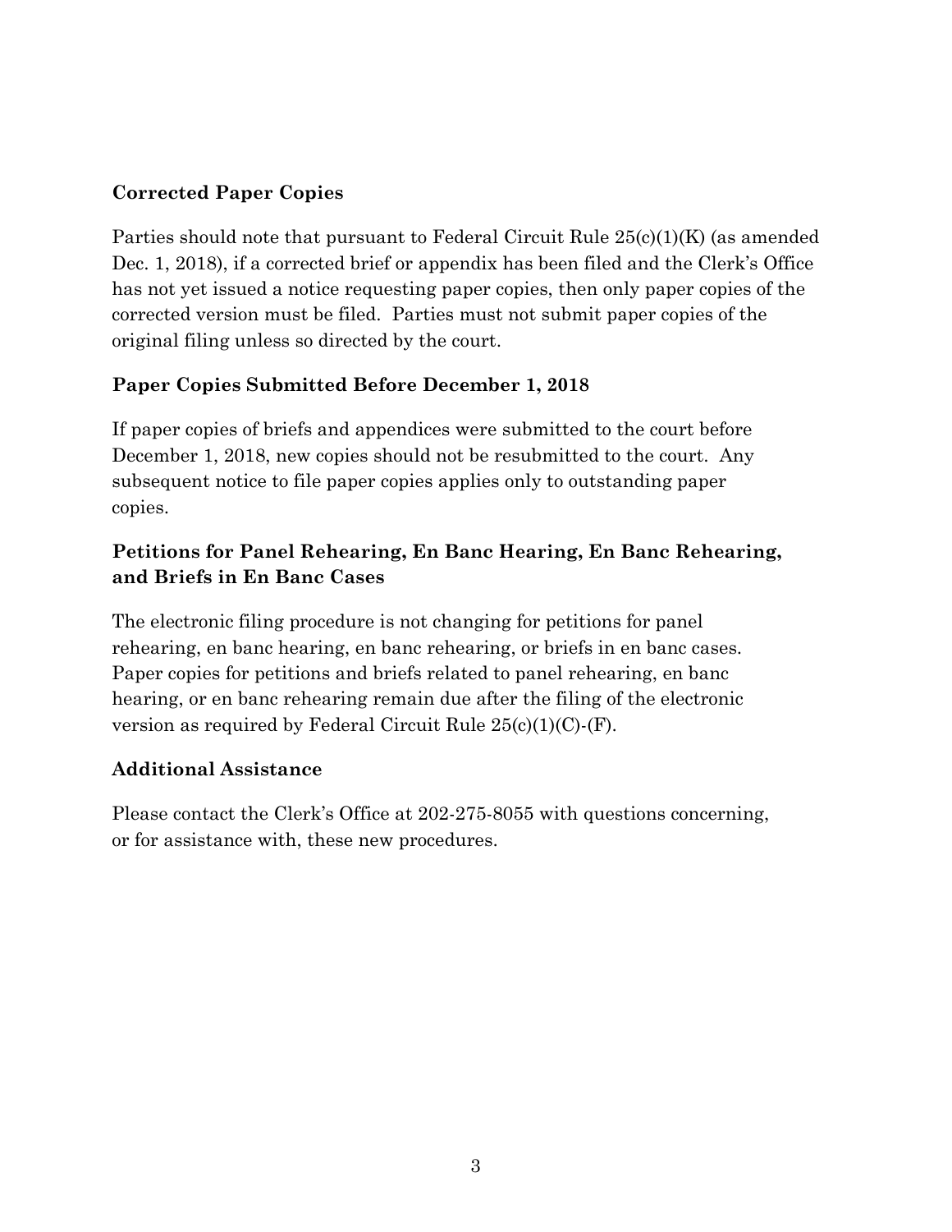**Corrected Paper Copies**

Parties should note that pursuant to Federal Circuit Rule 25(c)(1)(K) (as amended Dec. 1, 2018), if a corrected brief or appendix has been filed and the Clerk's Office has not yet issued a notice requesting paper copies, then only paper copies of the corrected version must be filed. Parties must not submit paper copies of the original filing unless so directed by the court.

**Paper Copies Submitted Before December 1, 2018**

If paper copies of briefs and appendices were submitted to the court before December 1, 2018, new copies should not be resubmitted to the court. Any subsequent notice to file paper copies applies only to outstanding paper copies.

**Petitions for Panel Rehearing, En Banc Hearing, En Banc Rehearing, and Briefs in En Banc Cases**

The electronic filing procedure is not changing for petitions for panel rehearing, en banc hearing, en banc rehearing, or briefs in en banc cases. Paper copies for petitions and briefs related to panel rehearing, en banc hearing, or en banc rehearing remain due after the filing of the electronic version as required by Federal Circuit Rule 25(c)(1)(C)-(F).

**Additional Assistance**

Please contact the Clerk's Office at 202-275-8055 with questions concerning, or for assistance with, these new procedures.